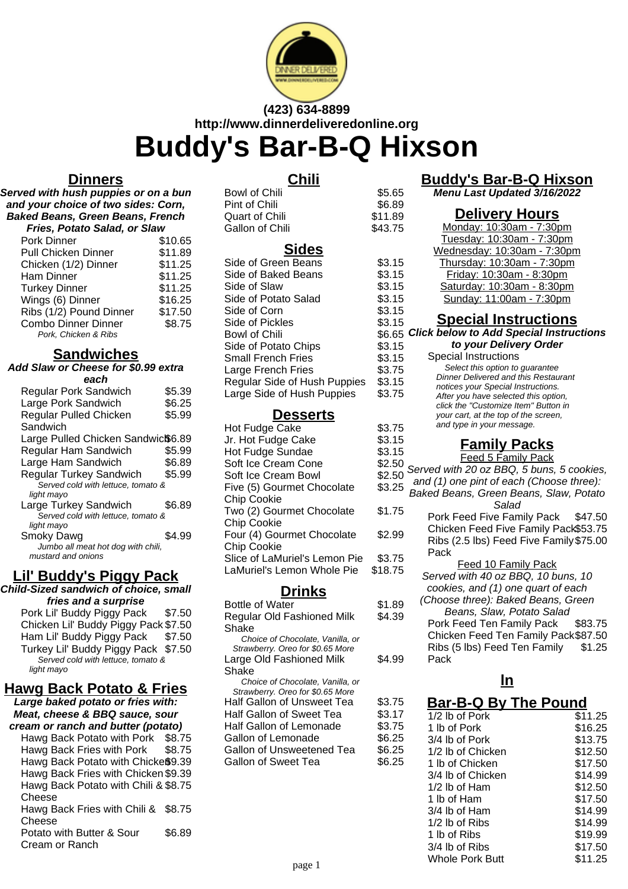(423) 634-8899
http://www.dinnerdeliveredonline.org

# Buddy's Bar-B-Q Hixson

## Dinners

***Served with hush puppies or on a bun and your choice of two sides: Corn, Baked Beans, Green Beans, French Fries, Potato Salad, or Slaw***

| Item | Price |
|---|---|
| Pork Dinner | $10.65 |
| Pull Chicken Dinner | $11.89 |
| Chicken (1/2) Dinner | $11.25 |
| Ham Dinner | $11.25 |
| Turkey Dinner | $11.25 |
| Wings (6) Dinner | $16.25 |
| Ribs (1/2) Pound Dinner | $17.50 |
| Combo Dinner Dinner<br>*Pork, Chicken & Ribs* | $8.75 |

## Sandwiches

***Add Slaw or Cheese for $0.99 extra each***

| Item | Price |
|---|---|
| Regular Pork Sandwich | $5.39 |
| Large Pork Sandwich | $6.25 |
| Regular Pulled Chicken Sandwich | $5.99 |
| Large Pulled Chicken Sandwich | $6.89 |
| Regular Ham Sandwich | $5.99 |
| Large Ham Sandwich | $6.89 |
| Regular Turkey Sandwich<br>*Served cold with lettuce, tomato & light mayo* | $5.99 |
| Large Turkey Sandwich<br>*Served cold with lettuce, tomato & light mayo* | $6.89 |
| Smoky Dawg<br>*Jumbo all meat hot dog with chili, mustard and onions* | $4.99 |

## Lil' Buddy's Piggy Pack

***Child-Sized sandwich of choice, small fries and a surprise***

| Item | Price |
|---|---|
| Pork Lil' Buddy Piggy Pack | $7.50 |
| Chicken Lil' Buddy Piggy Pack | $7.50 |
| Ham Lil' Buddy Piggy Pack | $7.50 |
| Turkey Lil' Buddy Piggy Pack<br>*Served cold with lettuce, tomato & light mayo* | $7.50 |

## Hawg Back Potato & Fries

***Large baked potato or fries with: Meat, cheese & BBQ sauce, sour cream or ranch and butter (potato)***

| Item | Price |
|---|---|
| Hawg Back Potato with Pork | $8.75 |
| Hawg Back Fries with Pork | $8.75 |
| Hawg Back Potato with Chicken | $9.39 |
| Hawg Back Fries with Chicken | $9.39 |
| Hawg Back Potato with Chili & Cheese | $8.75 |
| Hawg Back Fries with Chili & Cheese | $8.75 |
| Potato with Butter & Sour Cream or Ranch | $6.89 |

## Chili

| Item | Price |
|---|---|
| Bowl of Chili | $5.65 |
| Pint of Chili | $6.89 |
| Quart of Chili | $11.89 |
| Gallon of Chili | $43.75 |

## Sides

| Item | Price |
|---|---|
| Side of Green Beans | $3.15 |
| Side of Baked Beans | $3.15 |
| Side of Slaw | $3.15 |
| Side of Potato Salad | $3.15 |
| Side of Corn | $3.15 |
| Side of Pickles | $3.15 |
| Bowl of Chili | $6.65 |
| Side of Potato Chips | $3.15 |
| Small French Fries | $3.15 |
| Large French Fries | $3.75 |
| Regular Side of Hush Puppies | $3.15 |
| Large Side of Hush Puppies | $3.75 |

## Desserts

| Item | Price |
|---|---|
| Hot Fudge Cake | $3.75 |
| Jr. Hot Fudge Cake | $3.15 |
| Hot Fudge Sundae | $3.15 |
| Soft Ice Cream Cone | $2.50 |
| Soft Ice Cream Bowl | $2.50 |
| Five (5) Gourmet Chocolate Chip Cookie | $3.25 |
| Two (2) Gourmet Chocolate Chip Cookie | $1.75 |
| Four (4) Gourmet Chocolate Chip Cookie | $2.99 |
| Slice of LaMuriel's Lemon Pie | $3.75 |
| LaMuriel's Lemon Whole Pie | $18.75 |

## Drinks

| Item | Price |
|---|---|
| Bottle of Water | $1.89 |
| Regular Old Fashioned Milk Shake<br>*Choice of Chocolate, Vanilla, or Strawberry. Oreo for $0.65 More* | $4.39 |
| Large Old Fashioned Milk Shake<br>*Choice of Chocolate, Vanilla, or Strawberry. Oreo for $0.65 More* | $4.99 |
| Half Gallon of Unsweet Tea | $3.75 |
| Half Gallon of Sweet Tea | $3.17 |
| Half Gallon of Lemonade | $3.75 |
| Gallon of Lemonade | $6.25 |
| Gallon of Unsweetened Tea | $6.25 |
| Gallon of Sweet Tea | $6.25 |

## Buddy's Bar-B-Q Hixson

***Menu Last Updated 3/16/2022***

## Delivery Hours

Monday: 10:30am - 7:30pm
Tuesday: 10:30am - 7:30pm
Wednesday: 10:30am - 7:30pm
Thursday: 10:30am - 7:30pm
Friday: 10:30am - 8:30pm
Saturday: 10:30am - 8:30pm
Sunday: 11:00am - 7:30pm

## Special Instructions

***Click below to Add Special Instructions to your Delivery Order***

Special Instructions
*Select this option to guarantee Dinner Delivered and this Restaurant notices your Special Instructions. After you have selected this option, click the "Customize Item" Button in your cart, at the top of the screen, and type in your message.*

## Family Packs

**Feed 5 Family Pack**

*Served with 20 oz BBQ, 5 buns, 5 cookies, and (1) one pint of each (Choose three): Baked Beans, Green Beans, Slaw, Potato Salad*

| Item | Price |
|---|---|
| Pork Feed Five Family Pack | $47.50 |
| Chicken Feed Five Family Pack | $53.75 |
| Ribs (2.5 lbs) Feed Five Family Pack | $75.00 |

**Feed 10 Family Pack**

*Served with 40 oz BBQ, 10 buns, 10 cookies, and (1) one quart of each (Choose three): Baked Beans, Green Beans, Slaw, Potato Salad*

| Item | Price |
|---|---|
| Pork Feed Ten Family Pack | $83.75 |
| Chicken Feed Ten Family Pack | $87.50 |
| Ribs (5 lbs) Feed Ten Family Pack | $1.25 |

## In

## Bar-B-Q By The Pound

| Item | Price |
|---|---|
| 1/2 lb of Pork | $11.25 |
| 1 lb of Pork | $16.25 |
| 3/4 lb of Pork | $13.75 |
| 1/2 lb of Chicken | $12.50 |
| 1 lb of Chicken | $17.50 |
| 3/4 lb of Chicken | $14.99 |
| 1/2 lb of Ham | $12.50 |
| 1 lb of Ham | $17.50 |
| 3/4 lb of Ham | $14.99 |
| 1/2 lb of Ribs | $14.99 |
| 1 lb of Ribs | $19.99 |
| 3/4 lb of Ribs | $17.50 |
| Whole Pork Butt | $11.25 |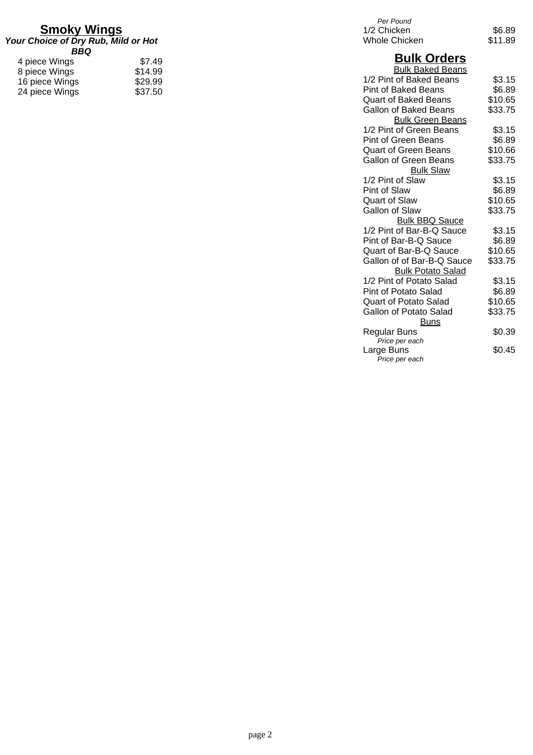## Smoky Wings

***Your Choice of Dry Rub, Mild or Hot BBQ***

| | |
|---|---|
| 4 piece Wings | $7.49 |
| 8 piece Wings | $14.99 |
| 16 piece Wings | $29.99 |
| 24 piece Wings | $37.50 |

*Per Pound*

| | |
|---|---|
| 1/2 Chicken | $6.89 |
| Whole Chicken | $11.89 |

## Bulk Orders

**Bulk Baked Beans**

| | |
|---|---|
| 1/2 Pint of Baked Beans | $3.15 |
| Pint of Baked Beans | $6.89 |
| Quart of Baked Beans | $10.65 |
| Gallon of Baked Beans | $33.75 |

**Bulk Green Beans**

| | |
|---|---|
| 1/2 Pint of Green Beans | $3.15 |
| Pint of Green Beans | $6.89 |
| Quart of Green Beans | $10.66 |
| Gallon of Green Beans | $33.75 |

**Bulk Slaw**

| | |
|---|---|
| 1/2 Pint of Slaw | $3.15 |
| Pint of Slaw | $6.89 |
| Quart of Slaw | $10.65 |
| Gallon of Slaw | $33.75 |

**Bulk BBQ Sauce**

| | |
|---|---|
| 1/2 Pint of Bar-B-Q Sauce | $3.15 |
| Pint of Bar-B-Q Sauce | $6.89 |
| Quart of Bar-B-Q Sauce | $10.65 |
| Gallon of of Bar-B-Q Sauce | $33.75 |

**Bulk Potato Salad**

| | |
|---|---|
| 1/2 Pint of Potato Salad | $3.15 |
| Pint of Potato Salad | $6.89 |
| Quart of Potato Salad | $10.65 |
| Gallon of Potato Salad | $33.75 |

**Buns**

| | |
|---|---|
| Regular Buns *Price per each* | $0.39 |
| Large Buns *Price per each* | $0.45 |